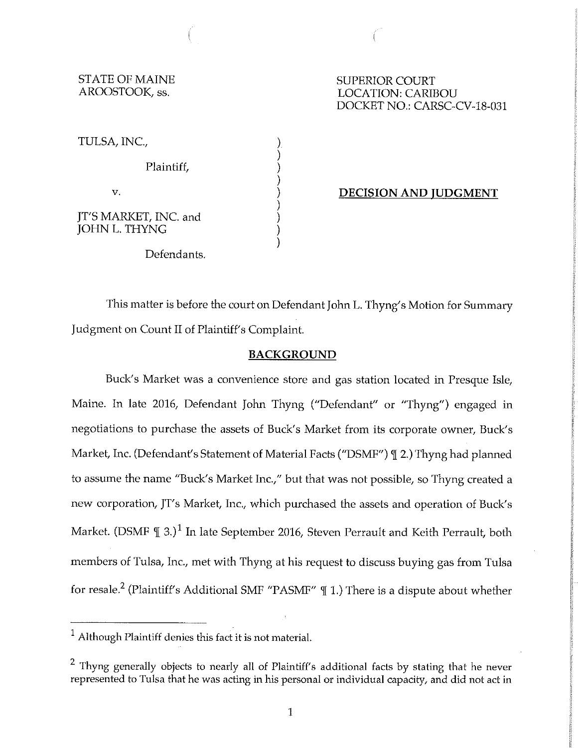STATE OF MAINE
AROOSTOOK, ss.

SUPERIOR COURT
LOCATION: CARIBOU
DOCKET NO.: CARSC-CV-18-031

TULSA, INC.,

Plaintiff,

v.

JT'S MARKET, INC. and
JOHN L. THYNG

Defendants.

**DECISION AND JUDGMENT**

This matter is before the court on Defendant John L. Thyng's Motion for Summary Judgment on Count II of Plaintiff's Complaint.

## BACKGROUND

Buck's Market was a convenience store and gas station located in Presque Isle, Maine. In late 2016, Defendant John Thyng ("Defendant" or "Thyng") engaged in negotiations to purchase the assets of Buck's Market from its corporate owner, Buck's Market, Inc. (Defendant's Statement of Material Facts ("DSMF") ¶ 2.) Thyng had planned to assume the name "Buck's Market Inc.," but that was not possible, so Thyng created a new corporation, JT's Market, Inc., which purchased the assets and operation of Buck's Market. (DSMF ¶ 3.)[1] In late September 2016, Steven Perrault and Keith Perrault, both members of Tulsa, Inc., met with Thyng at his request to discuss buying gas from Tulsa for resale.[2] (Plaintiff's Additional SMF "PASMF" ¶ 1.) There is a dispute about whether

---

[1] Although Plaintiff denies this fact it is not material.

[2] Thyng generally objects to nearly all of Plaintiff's additional facts by stating that he never represented to Tulsa that he was acting in his personal or individual capacity, and did not act in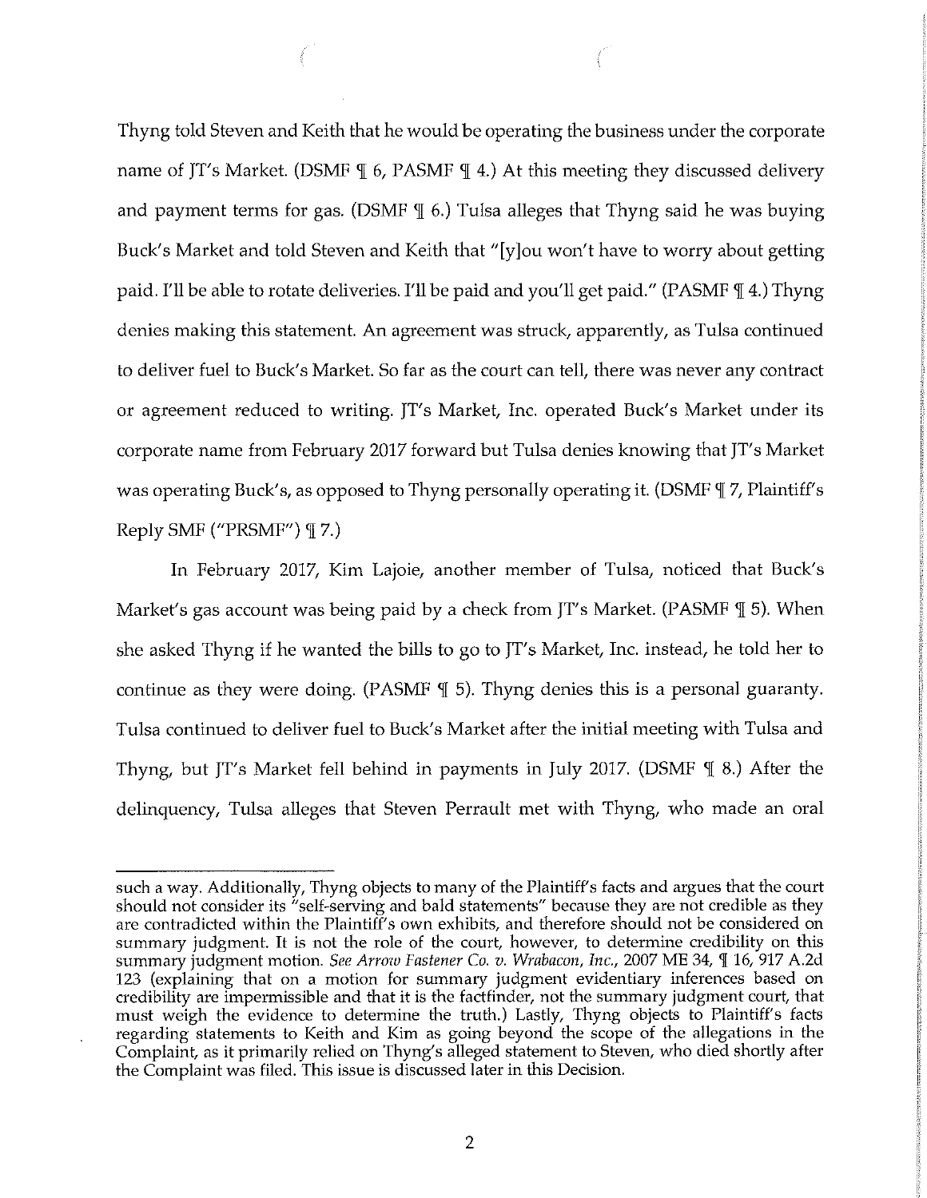Thyng told Steven and Keith that he would be operating the business under the corporate name of JT's Market. (DSMF ¶ 6, PASMF ¶ 4.) At this meeting they discussed delivery and payment terms for gas. (DSMF ¶ 6.) Tulsa alleges that Thyng said he was buying Buck's Market and told Steven and Keith that "[y]ou won't have to worry about getting paid. I'll be able to rotate deliveries. I'll be paid and you'll get paid." (PASMF ¶ 4.) Thyng denies making this statement. An agreement was struck, apparently, as Tulsa continued to deliver fuel to Buck's Market. So far as the court can tell, there was never any contract or agreement reduced to writing. JT's Market, Inc. operated Buck's Market under its corporate name from February 2017 forward but Tulsa denies knowing that JT's Market was operating Buck's, as opposed to Thyng personally operating it. (DSMF ¶ 7, Plaintiff's Reply SMF ("PRSMF") ¶ 7.)

In February 2017, Kim Lajoie, another member of Tulsa, noticed that Buck's Market's gas account was being paid by a check from JT's Market. (PASMF ¶ 5). When she asked Thyng if he wanted the bills to go to JT's Market, Inc. instead, he told her to continue as they were doing. (PASMF ¶ 5). Thyng denies this is a personal guaranty. Tulsa continued to deliver fuel to Buck's Market after the initial meeting with Tulsa and Thyng, but JT's Market fell behind in payments in July 2017. (DSMF ¶ 8.) After the delinquency, Tulsa alleges that Steven Perrault met with Thyng, who made an oral

---

such a way. Additionally, Thyng objects to many of the Plaintiff's facts and argues that the court should not consider its "self-serving and bald statements" because they are not credible as they are contradicted within the Plaintiff's own exhibits, and therefore should not be considered on summary judgment. It is not the role of the court, however, to determine credibility on this summary judgment motion. *See Arrow Fastener Co. v. Wrabacon, Inc.*, 2007 ME 34, ¶ 16, 917 A.2d 123 (explaining that on a motion for summary judgment evidentiary inferences based on credibility are impermissible and that it is the factfinder, not the summary judgment court, that must weigh the evidence to determine the truth.) Lastly, Thyng objects to Plaintiff's facts regarding statements to Keith and Kim as going beyond the scope of the allegations in the Complaint, as it primarily relied on Thyng's alleged statement to Steven, who died shortly after the Complaint was filed. This issue is discussed later in this Decision.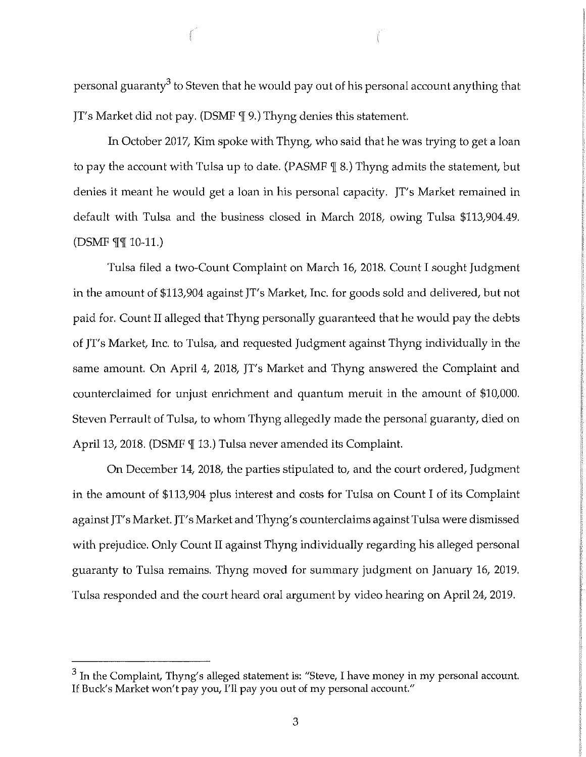personal guaranty[3] to Steven that he would pay out of his personal account anything that JT's Market did not pay. (DSMF ¶ 9.) Thyng denies this statement.

In October 2017, Kim spoke with Thyng, who said that he was trying to get a loan to pay the account with Tulsa up to date. (PASMF ¶ 8.) Thyng admits the statement, but denies it meant he would get a loan in his personal capacity. JT's Market remained in default with Tulsa and the business closed in March 2018, owing Tulsa $113,904.49. (DSMF ¶¶ 10-11.)

Tulsa filed a two-Count Complaint on March 16, 2018. Count I sought Judgment in the amount of $113,904 against JT's Market, Inc. for goods sold and delivered, but not paid for. Count II alleged that Thyng personally guaranteed that he would pay the debts of JT's Market, Inc. to Tulsa, and requested Judgment against Thyng individually in the same amount. On April 4, 2018, JT's Market and Thyng answered the Complaint and counterclaimed for unjust enrichment and quantum meruit in the amount of $10,000. Steven Perrault of Tulsa, to whom Thyng allegedly made the personal guaranty, died on April 13, 2018. (DSMF ¶ 13.) Tulsa never amended its Complaint.

On December 14, 2018, the parties stipulated to, and the court ordered, Judgment in the amount of $113,904 plus interest and costs for Tulsa on Count I of its Complaint against JT's Market. JT's Market and Thyng's counterclaims against Tulsa were dismissed with prejudice. Only Count II against Thyng individually regarding his alleged personal guaranty to Tulsa remains. Thyng moved for summary judgment on January 16, 2019. Tulsa responded and the court heard oral argument by video hearing on April 24, 2019.

---

[3] In the Complaint, Thyng's alleged statement is: "Steve, I have money in my personal account. If Buck's Market won't pay you, I'll pay you out of my personal account."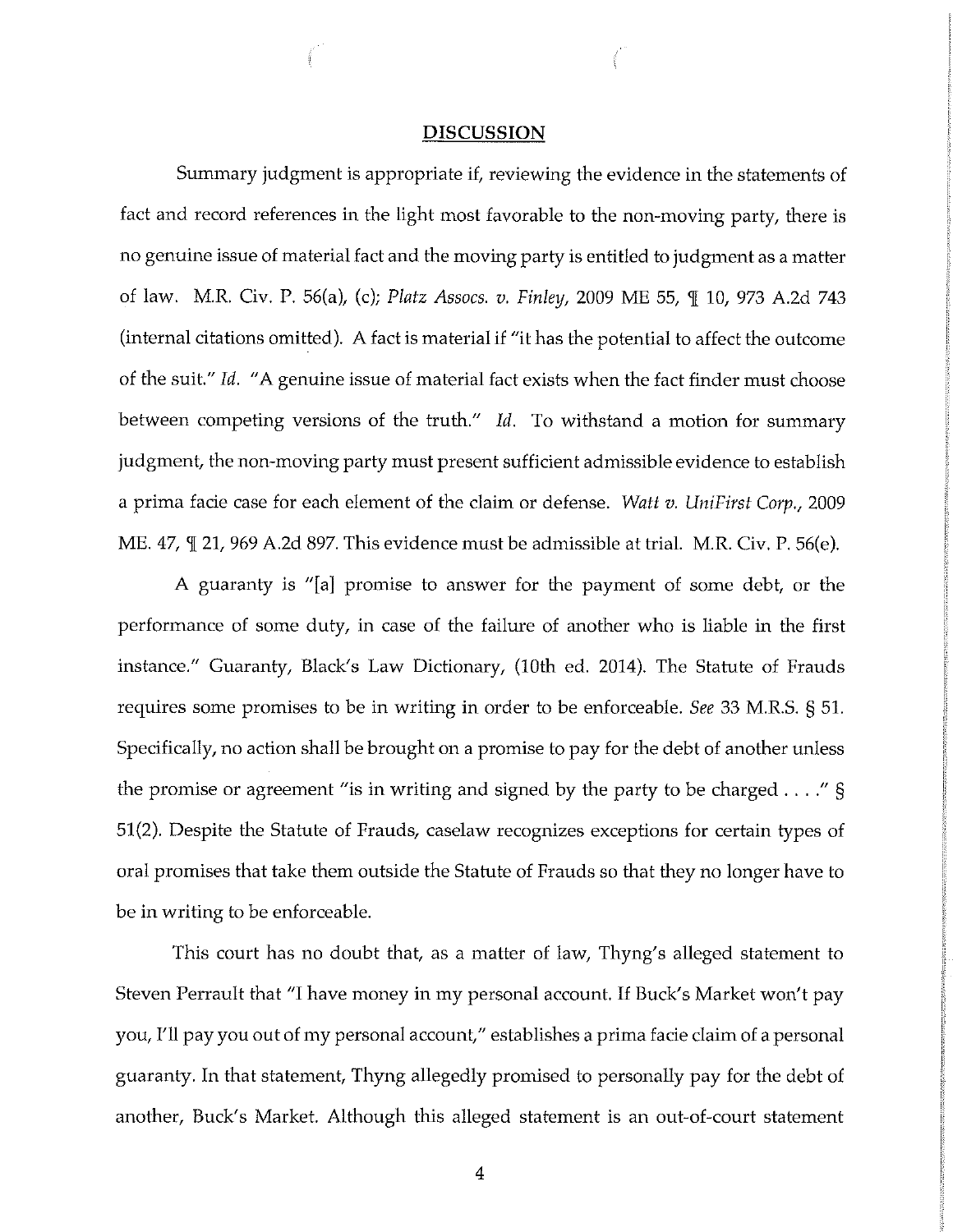## DISCUSSION

Summary judgment is appropriate if, reviewing the evidence in the statements of fact and record references in the light most favorable to the non-moving party, there is no genuine issue of material fact and the moving party is entitled to judgment as a matter of law. M.R. Civ. P. 56(a), (c); *Platz Assocs. v. Finley*, 2009 ME 55, ¶ 10, 973 A.2d 743 (internal citations omitted). A fact is material if "it has the potential to affect the outcome of the suit." *Id.* "A genuine issue of material fact exists when the fact finder must choose between competing versions of the truth." *Id.* To withstand a motion for summary judgment, the non-moving party must present sufficient admissible evidence to establish a prima facie case for each element of the claim or defense. *Watt v. UniFirst Corp.*, 2009 ME. 47, ¶ 21, 969 A.2d 897. This evidence must be admissible at trial. M.R. Civ. P. 56(e).

A guaranty is "[a] promise to answer for the payment of some debt, or the performance of some duty, in case of the failure of another who is liable in the first instance." Guaranty, Black's Law Dictionary, (10th ed. 2014). The Statute of Frauds requires some promises to be in writing in order to be enforceable. *See* 33 M.R.S. § 51. Specifically, no action shall be brought on a promise to pay for the debt of another unless the promise or agreement "is in writing and signed by the party to be charged . . . ." § 51(2). Despite the Statute of Frauds, caselaw recognizes exceptions for certain types of oral promises that take them outside the Statute of Frauds so that they no longer have to be in writing to be enforceable.

This court has no doubt that, as a matter of law, Thyng's alleged statement to Steven Perrault that "I have money in my personal account. If Buck's Market won't pay you, I'll pay you out of my personal account," establishes a prima facie claim of a personal guaranty. In that statement, Thyng allegedly promised to personally pay for the debt of another, Buck's Market. Although this alleged statement is an out-of-court statement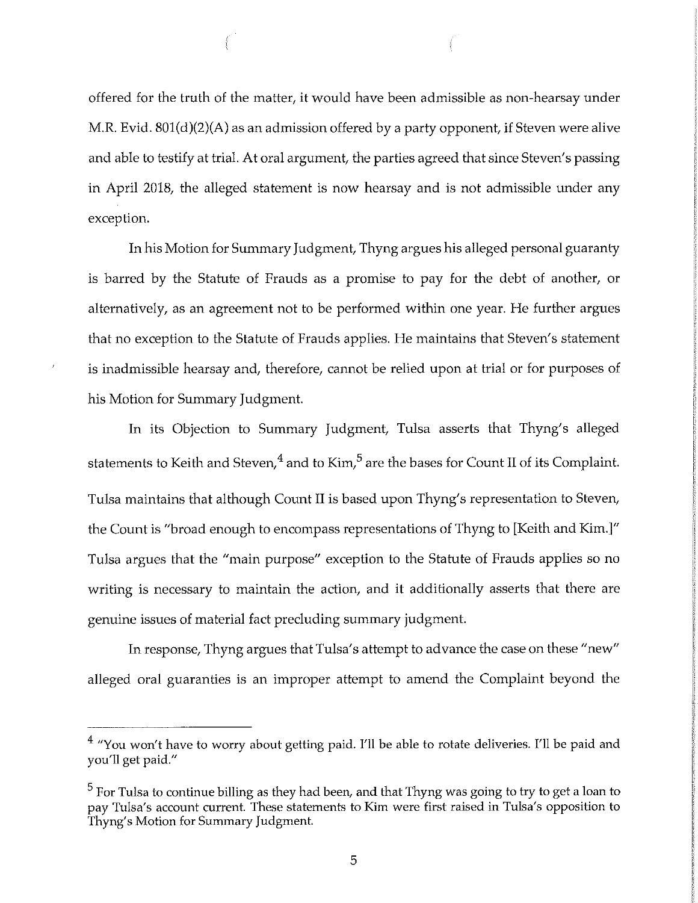offered for the truth of the matter, it would have been admissible as non-hearsay under M.R. Evid. 801(d)(2)(A) as an admission offered by a party opponent, if Steven were alive and able to testify at trial. At oral argument, the parties agreed that since Steven's passing in April 2018, the alleged statement is now hearsay and is not admissible under any exception.

In his Motion for Summary Judgment, Thyng argues his alleged personal guaranty is barred by the Statute of Frauds as a promise to pay for the debt of another, or alternatively, as an agreement not to be performed within one year. He further argues that no exception to the Statute of Frauds applies. He maintains that Steven's statement is inadmissible hearsay and, therefore, cannot be relied upon at trial or for purposes of his Motion for Summary Judgment.

In its Objection to Summary Judgment, Tulsa asserts that Thyng's alleged statements to Keith and Steven,[4] and to Kim,[5] are the bases for Count II of its Complaint. Tulsa maintains that although Count II is based upon Thyng's representation to Steven, the Count is "broad enough to encompass representations of Thyng to [Keith and Kim.]" Tulsa argues that the "main purpose" exception to the Statute of Frauds applies so no writing is necessary to maintain the action, and it additionally asserts that there are genuine issues of material fact precluding summary judgment.

In response, Thyng argues that Tulsa's attempt to advance the case on these "new" alleged oral guaranties is an improper attempt to amend the Complaint beyond the

---

[4] "You won't have to worry about getting paid. I'll be able to rotate deliveries. I'll be paid and you'll get paid."

[5] For Tulsa to continue billing as they had been, and that Thyng was going to try to get a loan to pay Tulsa's account current. These statements to Kim were first raised in Tulsa's opposition to Thyng's Motion for Summary Judgment.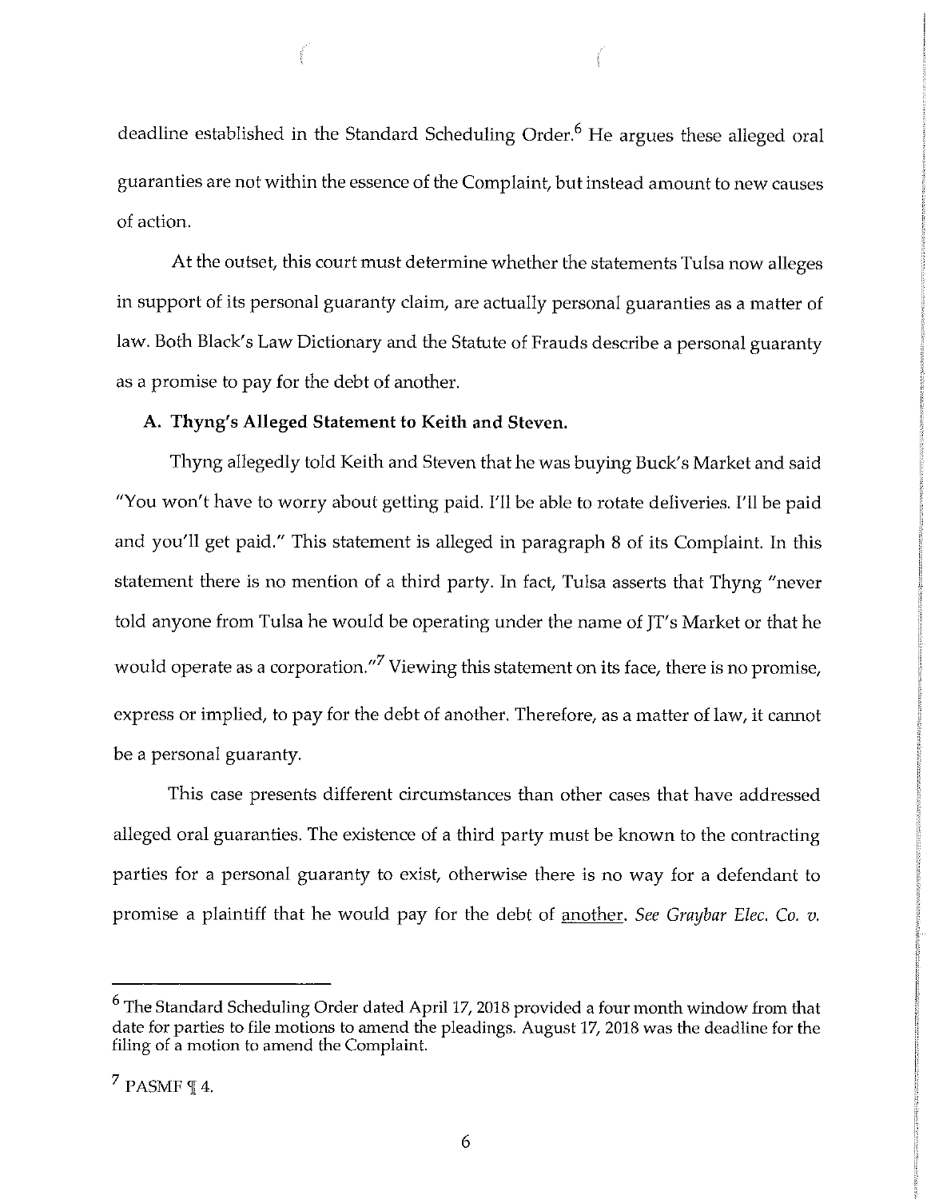deadline established in the Standard Scheduling Order.[6] He argues these alleged oral guaranties are not within the essence of the Complaint, but instead amount to new causes of action.

At the outset, this court must determine whether the statements Tulsa now alleges in support of its personal guaranty claim, are actually personal guaranties as a matter of law. Both Black's Law Dictionary and the Statute of Frauds describe a personal guaranty as a promise to pay for the debt of another.

**A. Thyng's Alleged Statement to Keith and Steven.**

Thyng allegedly told Keith and Steven that he was buying Buck's Market and said "You won't have to worry about getting paid. I'll be able to rotate deliveries. I'll be paid and you'll get paid." This statement is alleged in paragraph 8 of its Complaint. In this statement there is no mention of a third party. In fact, Tulsa asserts that Thyng "never told anyone from Tulsa he would be operating under the name of JT's Market or that he would operate as a corporation."[7] Viewing this statement on its face, there is no promise, express or implied, to pay for the debt of another. Therefore, as a matter of law, it cannot be a personal guaranty.

This case presents different circumstances than other cases that have addressed alleged oral guaranties. The existence of a third party must be known to the contracting parties for a personal guaranty to exist, otherwise there is no way for a defendant to promise a plaintiff that he would pay for the debt of <u>another</u>. *See Graybar Elec. Co. v.*

---

[6] The Standard Scheduling Order dated April 17, 2018 provided a four month window from that date for parties to file motions to amend the pleadings. August 17, 2018 was the deadline for the filing of a motion to amend the Complaint.

[7] PASMF ¶ 4.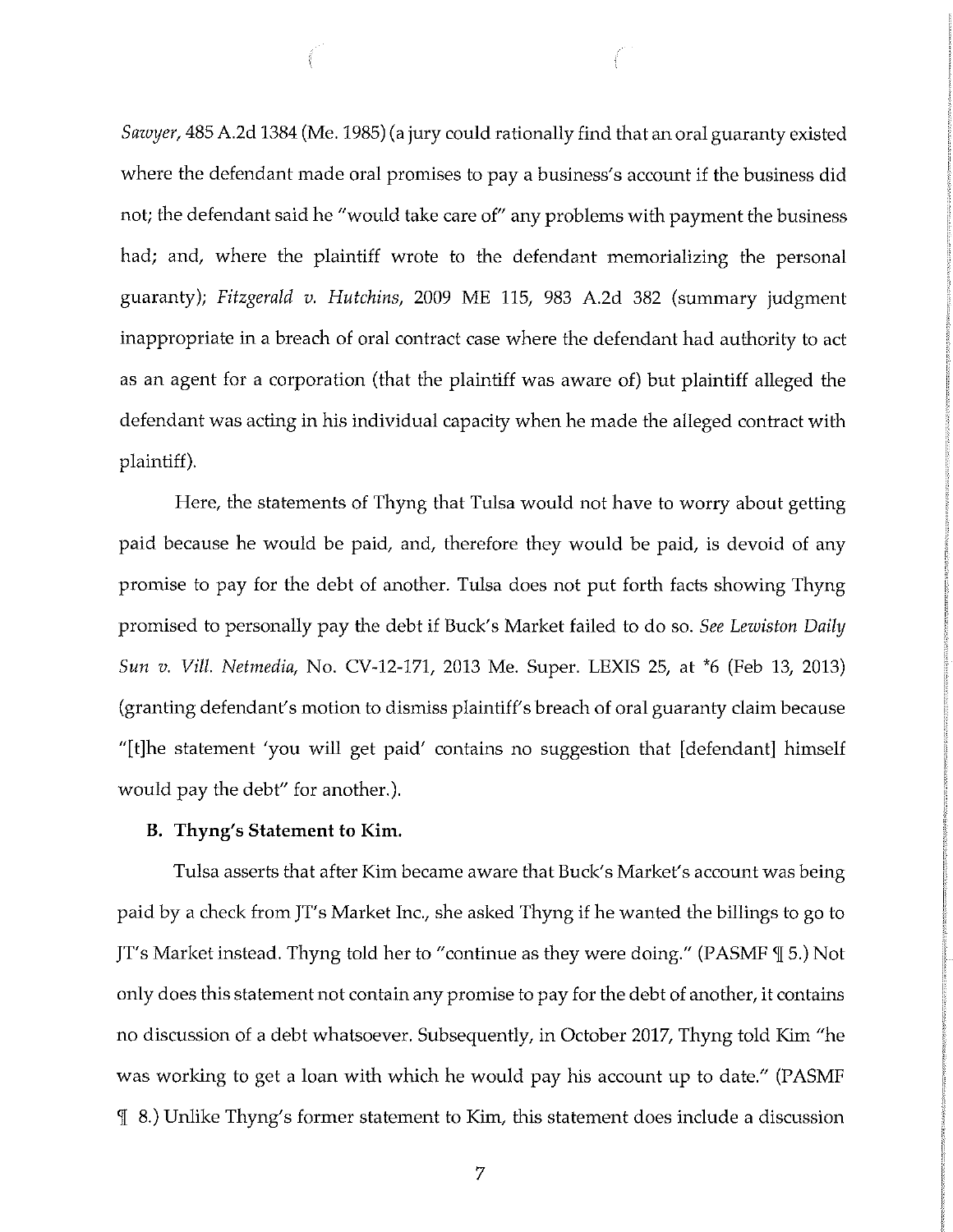*Sawyer*, 485 A.2d 1384 (Me. 1985) (a jury could rationally find that an oral guaranty existed where the defendant made oral promises to pay a business's account if the business did not; the defendant said he "would take care of" any problems with payment the business had; and, where the plaintiff wrote to the defendant memorializing the personal guaranty); *Fitzgerald v. Hutchins*, 2009 ME 115, 983 A.2d 382 (summary judgment inappropriate in a breach of oral contract case where the defendant had authority to act as an agent for a corporation (that the plaintiff was aware of) but plaintiff alleged the defendant was acting in his individual capacity when he made the alleged contract with plaintiff).

Here, the statements of Thyng that Tulsa would not have to worry about getting paid because he would be paid, and, therefore they would be paid, is devoid of any promise to pay for the debt of another. Tulsa does not put forth facts showing Thyng promised to personally pay the debt if Buck's Market failed to do so. *See Lewiston Daily Sun v. Vill. Netmedia*, No. CV-12-171, 2013 Me. Super. LEXIS 25, at *6 (Feb 13, 2013) (granting defendant's motion to dismiss plaintiff's breach of oral guaranty claim because "[t]he statement 'you will get paid' contains no suggestion that [defendant] himself would pay the debt" for another.).

**B. Thyng's Statement to Kim.**

Tulsa asserts that after Kim became aware that Buck's Market's account was being paid by a check from JT's Market Inc., she asked Thyng if he wanted the billings to go to JT's Market instead. Thyng told her to "continue as they were doing." (PASMF ¶ 5.) Not only does this statement not contain any promise to pay for the debt of another, it contains no discussion of a debt whatsoever. Subsequently, in October 2017, Thyng told Kim "he was working to get a loan with which he would pay his account up to date." (PASMF ¶ 8.) Unlike Thyng's former statement to Kim, this statement does include a discussion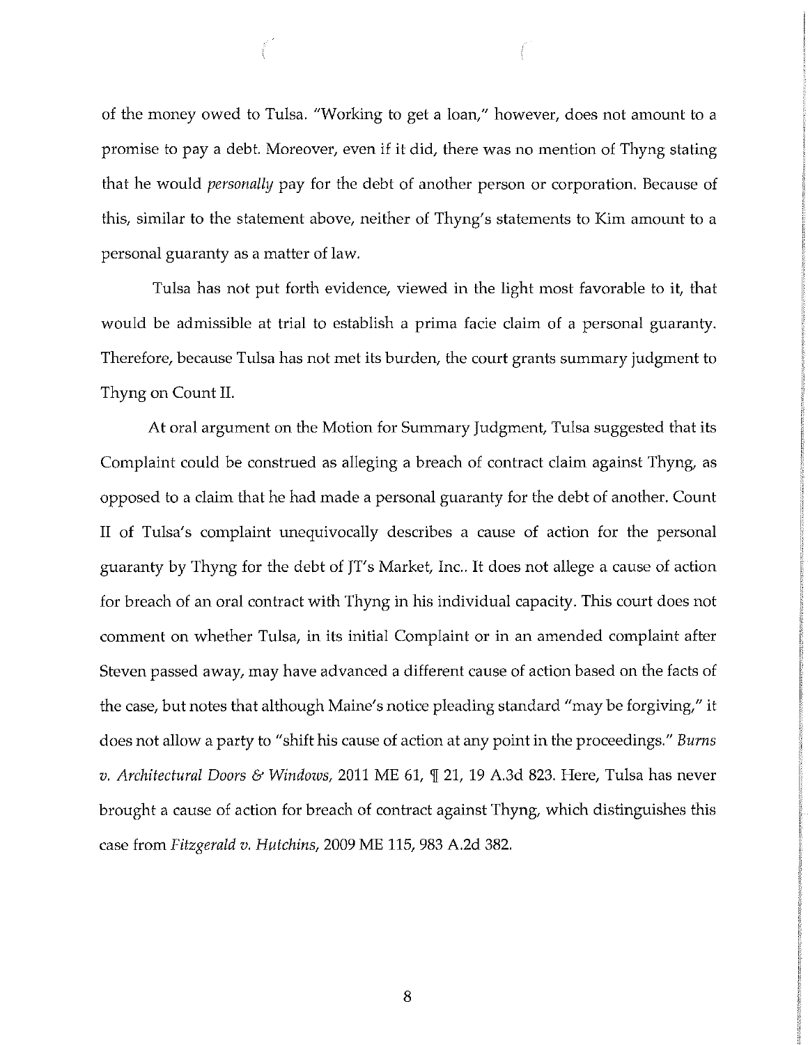of the money owed to Tulsa. "Working to get a loan," however, does not amount to a promise to pay a debt. Moreover, even if it did, there was no mention of Thyng stating that he would *personally* pay for the debt of another person or corporation. Because of this, similar to the statement above, neither of Thyng's statements to Kim amount to a personal guaranty as a matter of law.

Tulsa has not put forth evidence, viewed in the light most favorable to it, that would be admissible at trial to establish a prima facie claim of a personal guaranty. Therefore, because Tulsa has not met its burden, the court grants summary judgment to Thyng on Count II.

At oral argument on the Motion for Summary Judgment, Tulsa suggested that its Complaint could be construed as alleging a breach of contract claim against Thyng, as opposed to a claim that he had made a personal guaranty for the debt of another. Count II of Tulsa's complaint unequivocally describes a cause of action for the personal guaranty by Thyng for the debt of JT's Market, Inc.. It does not allege a cause of action for breach of an oral contract with Thyng in his individual capacity. This court does not comment on whether Tulsa, in its initial Complaint or in an amended complaint after Steven passed away, may have advanced a different cause of action based on the facts of the case, but notes that although Maine's notice pleading standard "may be forgiving," it does not allow a party to "shift his cause of action at any point in the proceedings." *Burns v. Architectural Doors & Windows*, 2011 ME 61, ¶ 21, 19 A.3d 823. Here, Tulsa has never brought a cause of action for breach of contract against Thyng, which distinguishes this case from *Fitzgerald v. Hutchins*, 2009 ME 115, 983 A.2d 382.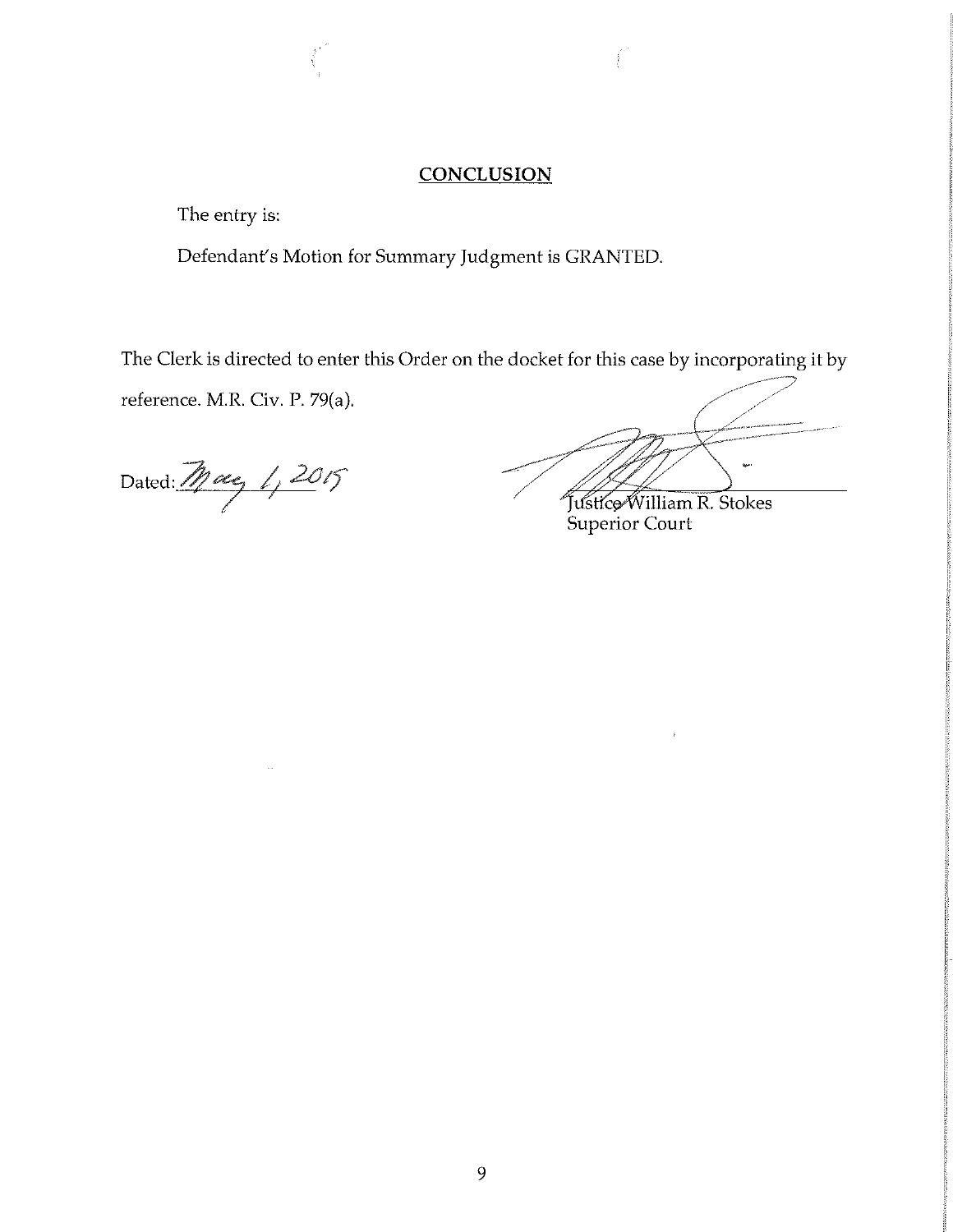## CONCLUSION

The entry is:

Defendant's Motion for Summary Judgment is GRANTED.

The Clerk is directed to enter this Order on the docket for this case by incorporating it by reference. M.R. Civ. P. 79(a).

Dated: May 1, 2015

Justice William R. Stokes
Superior Court